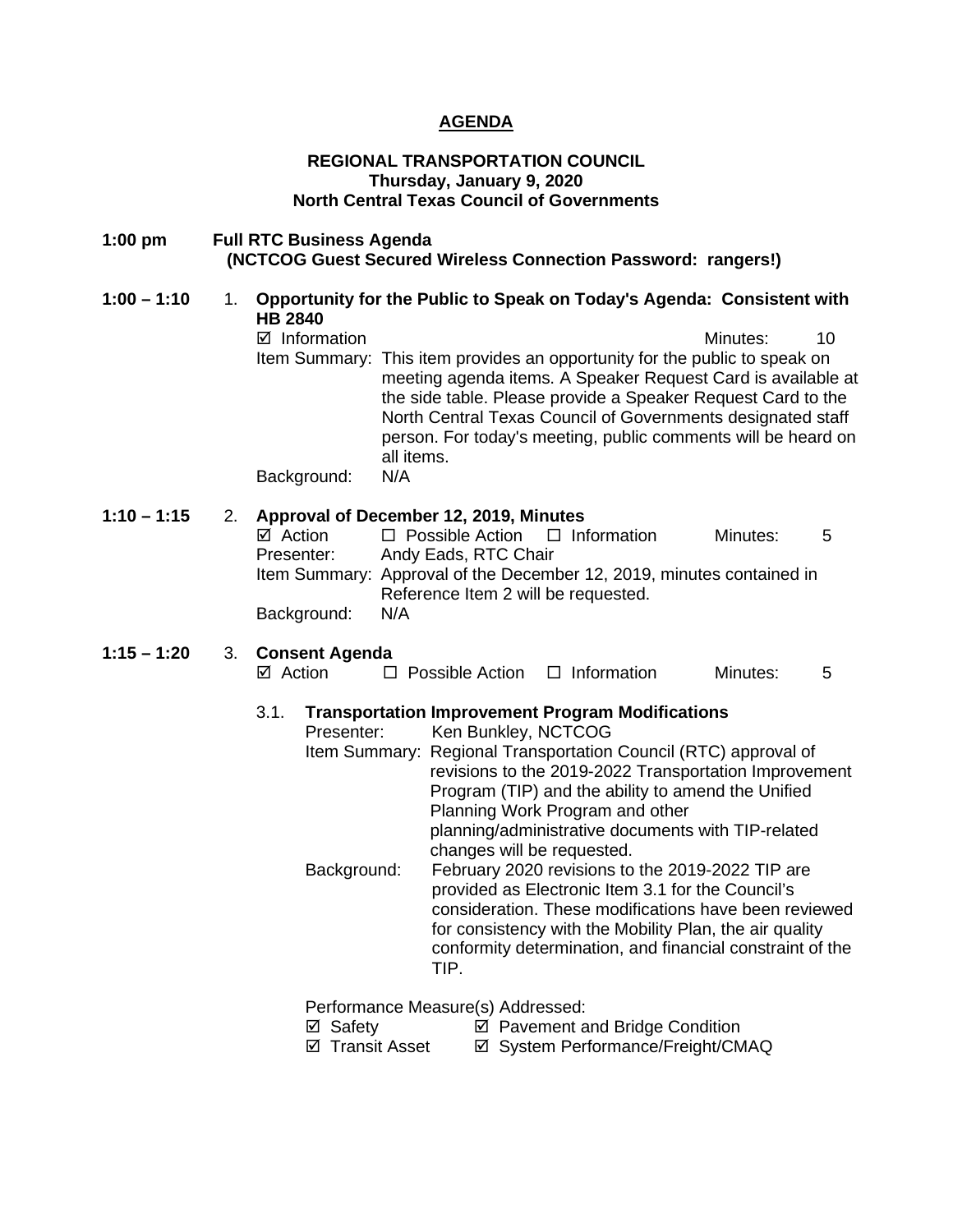# AGENDA

**REGIONAL TRANSPORTATION COUNCIL**
**Thursday, January 9, 2020**
**North Central Texas Council of Governments**

**1:00 pm Full RTC Business Agenda**
**(NCTCOG Guest Secured Wireless Connection Password: rangers!)**

**1:00 – 1:10** 1. **Opportunity for the Public to Speak on Today's Agenda: Consistent with HB 2840**

☑ Information Minutes: 10

Item Summary: This item provides an opportunity for the public to speak on meeting agenda items. A Speaker Request Card is available at the side table. Please provide a Speaker Request Card to the North Central Texas Council of Governments designated staff person. For today's meeting, public comments will be heard on all items.

Background: N/A

**1:10 – 1:15** 2. **Approval of December 12, 2019, Minutes**

☑ Action ☐ Possible Action ☐ Information Minutes: 5

Presenter: Andy Eads, RTC Chair

Item Summary: Approval of the December 12, 2019, minutes contained in Reference Item 2 will be requested.

Background: N/A

**1:15 – 1:20** 3. **Consent Agenda**

☑ Action ☐ Possible Action ☐ Information Minutes: 5

3.1. **Transportation Improvement Program Modifications**

Presenter: Ken Bunkley, NCTCOG

Item Summary: Regional Transportation Council (RTC) approval of revisions to the 2019-2022 Transportation Improvement Program (TIP) and the ability to amend the Unified Planning Work Program and other planning/administrative documents with TIP-related changes will be requested.

Background: February 2020 revisions to the 2019-2022 TIP are provided as Electronic Item 3.1 for the Council's consideration. These modifications have been reviewed for consistency with the Mobility Plan, the air quality conformity determination, and financial constraint of the TIP.

Performance Measure(s) Addressed:

☑ Safety ☑ Pavement and Bridge Condition
☑ Transit Asset ☑ System Performance/Freight/CMAQ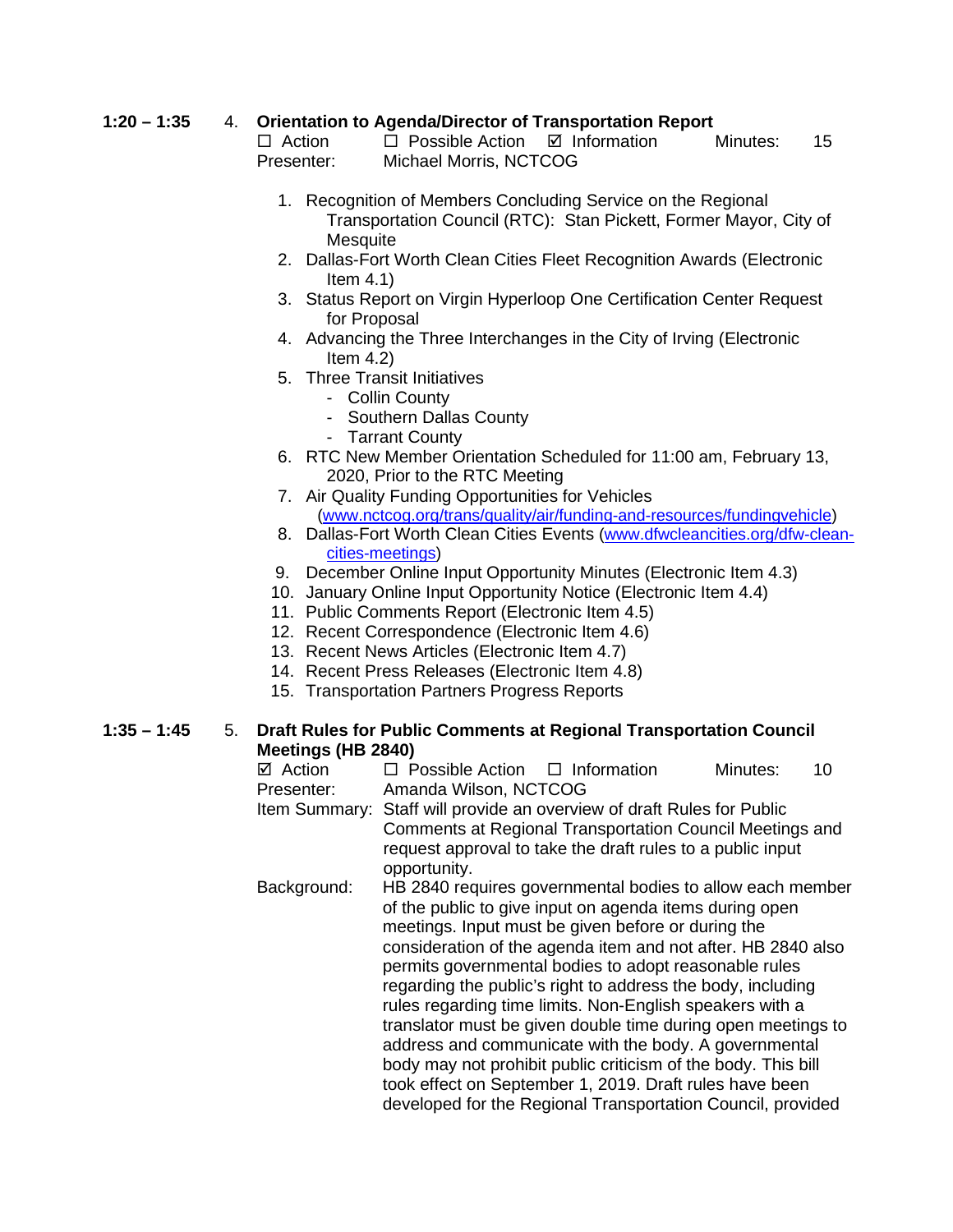**1:20 – 1:35** 4. **Orientation to Agenda/Director of Transportation Report**

☐ Action ☐ Possible Action ☑ Information Minutes: 15

Presenter: Michael Morris, NCTCOG

1. Recognition of Members Concluding Service on the Regional Transportation Council (RTC): Stan Pickett, Former Mayor, City of Mesquite
2. Dallas-Fort Worth Clean Cities Fleet Recognition Awards (Electronic Item 4.1)
3. Status Report on Virgin Hyperloop One Certification Center Request for Proposal
4. Advancing the Three Interchanges in the City of Irving (Electronic Item 4.2)
5. Three Transit Initiatives
   - Collin County
   - Southern Dallas County
   - Tarrant County
6. RTC New Member Orientation Scheduled for 11:00 am, February 13, 2020, Prior to the RTC Meeting
7. Air Quality Funding Opportunities for Vehicles (www.nctcog.org/trans/quality/air/funding-and-resources/fundingvehicle)
8. Dallas-Fort Worth Clean Cities Events (www.dfwcleancities.org/dfw-clean-cities-meetings)
9. December Online Input Opportunity Minutes (Electronic Item 4.3)
10. January Online Input Opportunity Notice (Electronic Item 4.4)
11. Public Comments Report (Electronic Item 4.5)
12. Recent Correspondence (Electronic Item 4.6)
13. Recent News Articles (Electronic Item 4.7)
14. Recent Press Releases (Electronic Item 4.8)
15. Transportation Partners Progress Reports

**1:35 – 1:45** 5. **Draft Rules for Public Comments at Regional Transportation Council Meetings (HB 2840)**

☑ Action ☐ Possible Action ☐ Information Minutes: 10

Presenter: Amanda Wilson, NCTCOG

Item Summary: Staff will provide an overview of draft Rules for Public Comments at Regional Transportation Council Meetings and request approval to take the draft rules to a public input opportunity.

Background: HB 2840 requires governmental bodies to allow each member of the public to give input on agenda items during open meetings. Input must be given before or during the consideration of the agenda item and not after. HB 2840 also permits governmental bodies to adopt reasonable rules regarding the public's right to address the body, including rules regarding time limits. Non-English speakers with a translator must be given double time during open meetings to address and communicate with the body. A governmental body may not prohibit public criticism of the body. This bill took effect on September 1, 2019. Draft rules have been developed for the Regional Transportation Council, provided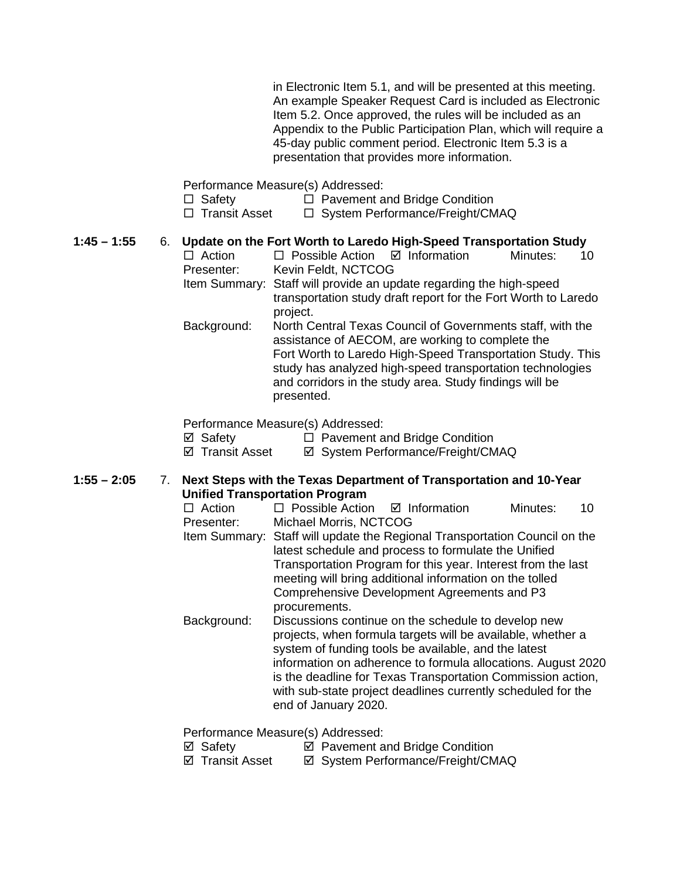in Electronic Item 5.1, and will be presented at this meeting. An example Speaker Request Card is included as Electronic Item 5.2. Once approved, the rules will be included as an Appendix to the Public Participation Plan, which will require a 45-day public comment period. Electronic Item 5.3 is a presentation that provides more information.

Performance Measure(s) Addressed:
☐ Safety ☐ Pavement and Bridge Condition
☐ Transit Asset ☐ System Performance/Freight/CMAQ

**1:45 – 1:55** 6. **Update on the Fort Worth to Laredo High-Speed Transportation Study**

☐ Action ☐ Possible Action ☑ Information Minutes: 10

Presenter: Kevin Feldt, NCTCOG

Item Summary: Staff will provide an update regarding the high-speed transportation study draft report for the Fort Worth to Laredo project.

Background: North Central Texas Council of Governments staff, with the assistance of AECOM, are working to complete the Fort Worth to Laredo High-Speed Transportation Study. This study has analyzed high-speed transportation technologies and corridors in the study area. Study findings will be presented.

Performance Measure(s) Addressed:
☑ Safety ☐ Pavement and Bridge Condition
☑ Transit Asset ☑ System Performance/Freight/CMAQ

**1:55 – 2:05** 7. **Next Steps with the Texas Department of Transportation and 10-Year Unified Transportation Program**

☐ Action ☐ Possible Action ☑ Information Minutes: 10

Presenter: Michael Morris, NCTCOG

Item Summary: Staff will update the Regional Transportation Council on the latest schedule and process to formulate the Unified Transportation Program for this year. Interest from the last meeting will bring additional information on the tolled Comprehensive Development Agreements and P3 procurements.

Background: Discussions continue on the schedule to develop new projects, when formula targets will be available, whether a system of funding tools be available, and the latest information on adherence to formula allocations. August 2020 is the deadline for Texas Transportation Commission action, with sub-state project deadlines currently scheduled for the end of January 2020.

Performance Measure(s) Addressed:
☑ Safety ☑ Pavement and Bridge Condition
☑ Transit Asset ☑ System Performance/Freight/CMAQ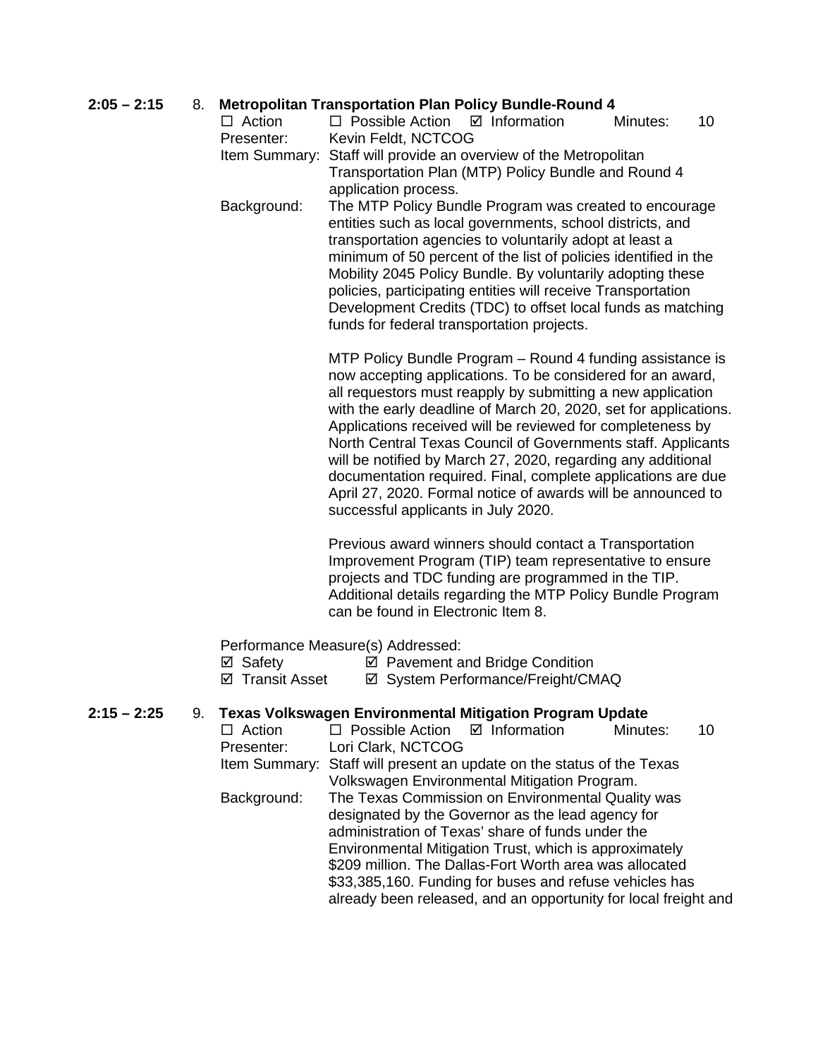**2:05 – 2:15** 8. **Metropolitan Transportation Plan Policy Bundle-Round 4**

☐ Action ☐ Possible Action ☑ Information Minutes: 10

Presenter: Kevin Feldt, NCTCOG

Item Summary: Staff will provide an overview of the Metropolitan Transportation Plan (MTP) Policy Bundle and Round 4 application process.

Background: The MTP Policy Bundle Program was created to encourage entities such as local governments, school districts, and transportation agencies to voluntarily adopt at least a minimum of 50 percent of the list of policies identified in the Mobility 2045 Policy Bundle. By voluntarily adopting these policies, participating entities will receive Transportation Development Credits (TDC) to offset local funds as matching funds for federal transportation projects.

MTP Policy Bundle Program – Round 4 funding assistance is now accepting applications. To be considered for an award, all requestors must reapply by submitting a new application with the early deadline of March 20, 2020, set for applications. Applications received will be reviewed for completeness by North Central Texas Council of Governments staff. Applicants will be notified by March 27, 2020, regarding any additional documentation required. Final, complete applications are due April 27, 2020. Formal notice of awards will be announced to successful applicants in July 2020.

Previous award winners should contact a Transportation Improvement Program (TIP) team representative to ensure projects and TDC funding are programmed in the TIP. Additional details regarding the MTP Policy Bundle Program can be found in Electronic Item 8.

Performance Measure(s) Addressed:

☑ Safety ☑ Pavement and Bridge Condition
☑ Transit Asset ☑ System Performance/Freight/CMAQ

**2:15 – 2:25** 9. **Texas Volkswagen Environmental Mitigation Program Update**

☐ Action ☐ Possible Action ☑ Information Minutes: 10

Presenter: Lori Clark, NCTCOG

Item Summary: Staff will present an update on the status of the Texas Volkswagen Environmental Mitigation Program.

Background: The Texas Commission on Environmental Quality was designated by the Governor as the lead agency for administration of Texas' share of funds under the Environmental Mitigation Trust, which is approximately \$209 million. The Dallas-Fort Worth area was allocated \$33,385,160. Funding for buses and refuse vehicles has already been released, and an opportunity for local freight and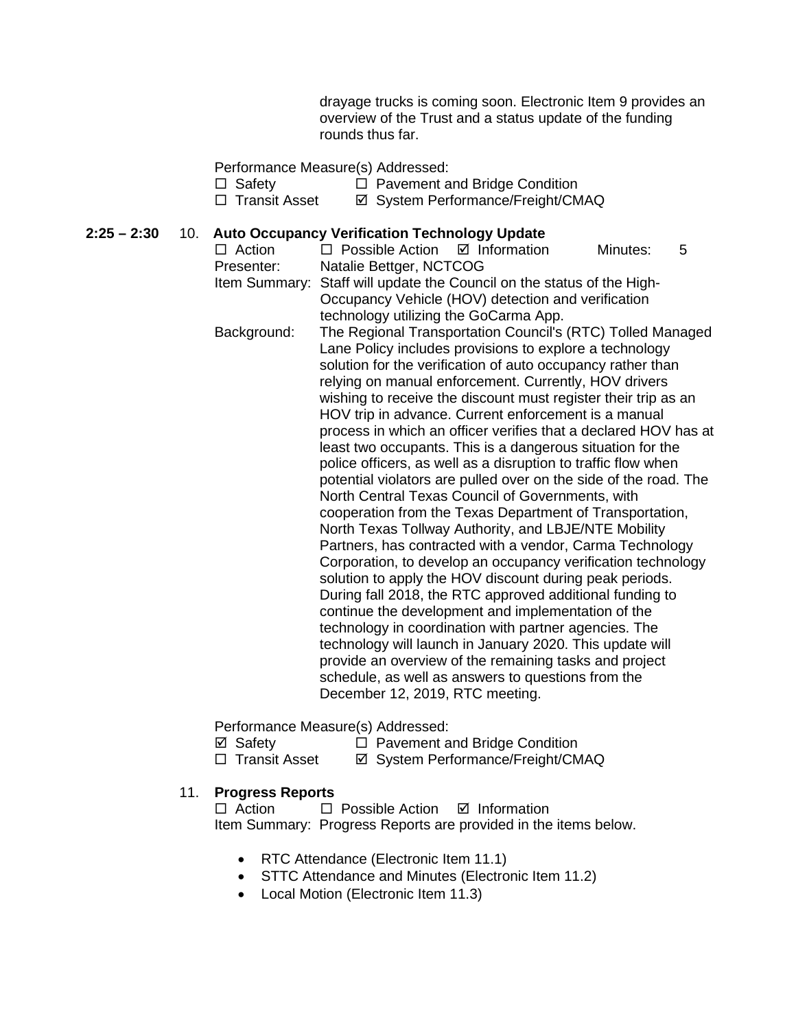drayage trucks is coming soon. Electronic Item 9 provides an overview of the Trust and a status update of the funding rounds thus far.

Performance Measure(s) Addressed:

☐ Safety ☐ Pavement and Bridge Condition
☐ Transit Asset ☑ System Performance/Freight/CMAQ

**2:25 – 2:30** 10. **Auto Occupancy Verification Technology Update**

☐ Action ☐ Possible Action ☑ Information Minutes: 5

Presenter: Natalie Bettger, NCTCOG

Item Summary: Staff will update the Council on the status of the High-Occupancy Vehicle (HOV) detection and verification technology utilizing the GoCarma App.

Background: The Regional Transportation Council's (RTC) Tolled Managed Lane Policy includes provisions to explore a technology solution for the verification of auto occupancy rather than relying on manual enforcement. Currently, HOV drivers wishing to receive the discount must register their trip as an HOV trip in advance. Current enforcement is a manual process in which an officer verifies that a declared HOV has at least two occupants. This is a dangerous situation for the police officers, as well as a disruption to traffic flow when potential violators are pulled over on the side of the road. The North Central Texas Council of Governments, with cooperation from the Texas Department of Transportation, North Texas Tollway Authority, and LBJE/NTE Mobility Partners, has contracted with a vendor, Carma Technology Corporation, to develop an occupancy verification technology solution to apply the HOV discount during peak periods. During fall 2018, the RTC approved additional funding to continue the development and implementation of the technology in coordination with partner agencies. The technology will launch in January 2020. This update will provide an overview of the remaining tasks and project schedule, as well as answers to questions from the December 12, 2019, RTC meeting.

Performance Measure(s) Addressed:

☑ Safety ☐ Pavement and Bridge Condition
☐ Transit Asset ☑ System Performance/Freight/CMAQ

11. **Progress Reports**

☐ Action ☐ Possible Action ☑ Information

Item Summary: Progress Reports are provided in the items below.

- RTC Attendance (Electronic Item 11.1)
- STTC Attendance and Minutes (Electronic Item 11.2)
- Local Motion (Electronic Item 11.3)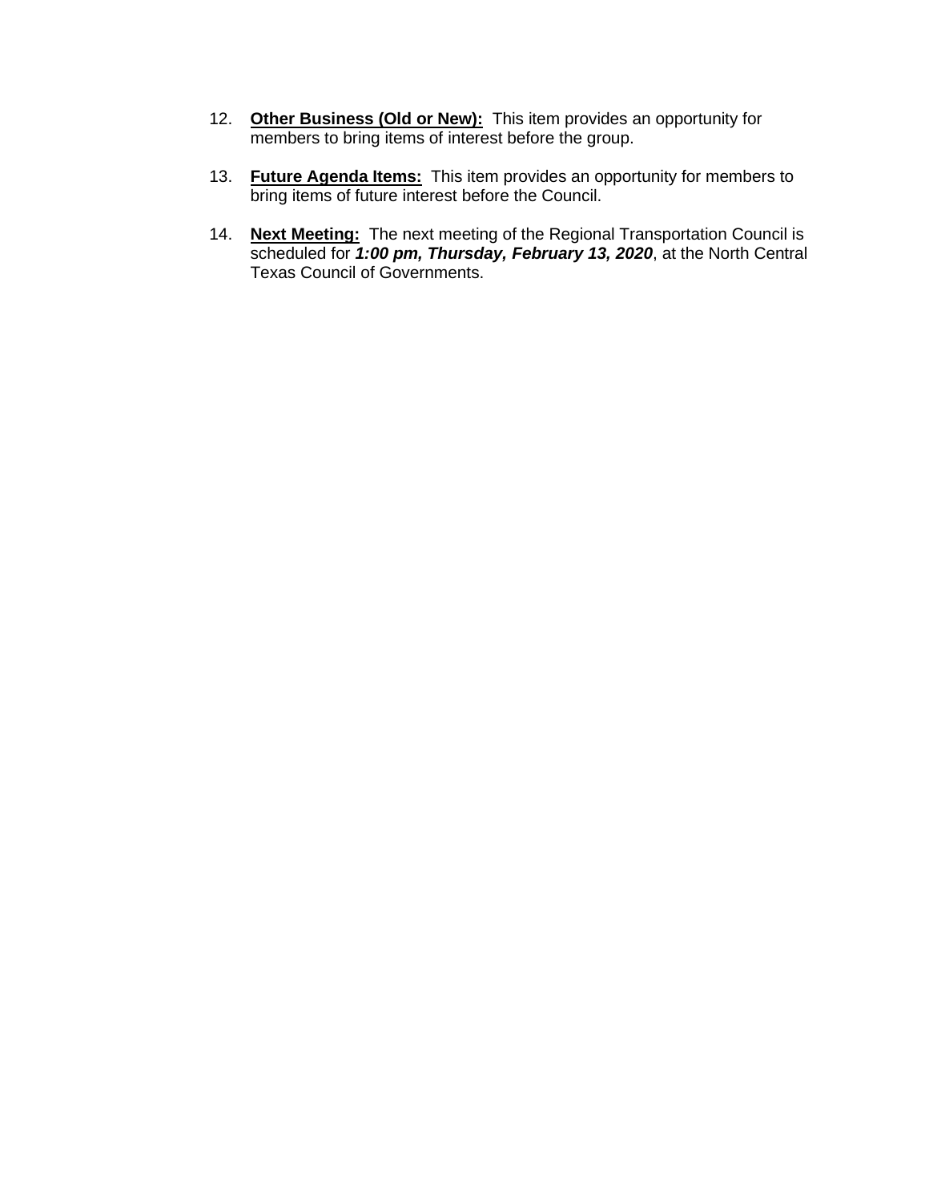12. **Other Business (Old or New):** This item provides an opportunity for members to bring items of interest before the group.

13. **Future Agenda Items:** This item provides an opportunity for members to bring items of future interest before the Council.

14. **Next Meeting:** The next meeting of the Regional Transportation Council is scheduled for ***1:00 pm, Thursday, February 13, 2020***, at the North Central Texas Council of Governments.